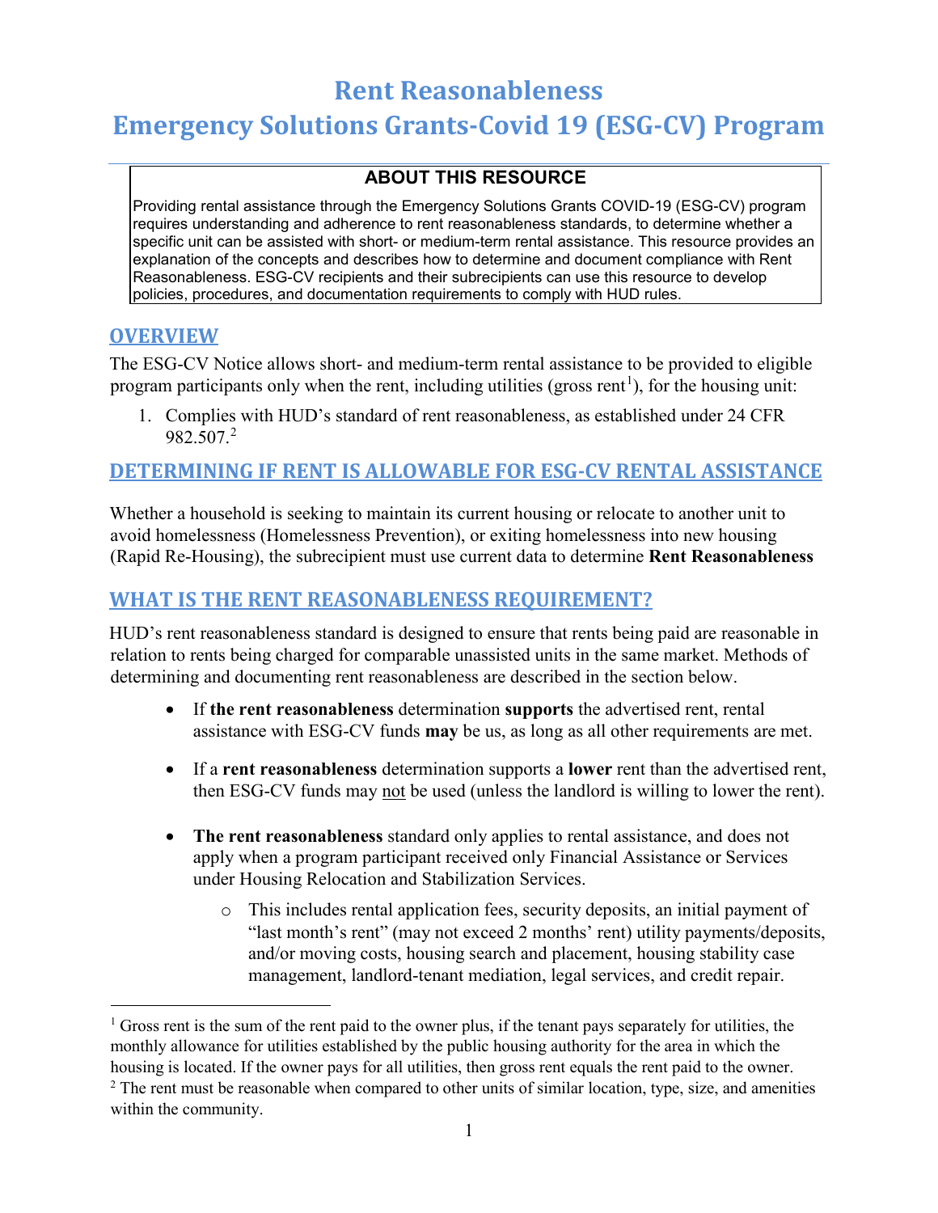# Rent Reasonableness

# Emergency Solutions Grants-Covid 19 (ESG-CV) Program

**ABOUT THIS RESOURCE**

Providing rental assistance through the Emergency Solutions Grants COVID-19 (ESG-CV) program requires understanding and adherence to rent reasonableness standards, to determine whether a specific unit can be assisted with short- or medium-term rental assistance. This resource provides an explanation of the concepts and describes how to determine and document compliance with Rent Reasonableness. ESG-CV recipients and their subrecipients can use this resource to develop policies, procedures, and documentation requirements to comply with HUD rules.

## OVERVIEW

The ESG-CV Notice allows short- and medium-term rental assistance to be provided to eligible program participants only when the rent, including utilities (gross rent[1]), for the housing unit:

1. Complies with HUD's standard of rent reasonableness, as established under 24 CFR 982.507.[2]

## DETERMINING IF RENT IS ALLOWABLE FOR ESG-CV RENTAL ASSISTANCE

Whether a household is seeking to maintain its current housing or relocate to another unit to avoid homelessness (Homelessness Prevention), or exiting homelessness into new housing (Rapid Re-Housing), the subrecipient must use current data to determine **Rent Reasonableness**

## WHAT IS THE RENT REASONABLENESS REQUIREMENT?

HUD's rent reasonableness standard is designed to ensure that rents being paid are reasonable in relation to rents being charged for comparable unassisted units in the same market. Methods of determining and documenting rent reasonableness are described in the section below.

- If **the rent reasonableness** determination **supports** the advertised rent, rental assistance with ESG-CV funds **may** be us, as long as all other requirements are met.
- If a **rent reasonableness** determination supports a **lower** rent than the advertised rent, then ESG-CV funds may not be used (unless the landlord is willing to lower the rent).
- **The rent reasonableness** standard only applies to rental assistance, and does not apply when a program participant received only Financial Assistance or Services under Housing Relocation and Stabilization Services.
  - This includes rental application fees, security deposits, an initial payment of "last month's rent" (may not exceed 2 months' rent) utility payments/deposits, and/or moving costs, housing search and placement, housing stability case management, landlord-tenant mediation, legal services, and credit repair.

---

[1] Gross rent is the sum of the rent paid to the owner plus, if the tenant pays separately for utilities, the monthly allowance for utilities established by the public housing authority for the area in which the housing is located. If the owner pays for all utilities, then gross rent equals the rent paid to the owner.

[2] The rent must be reasonable when compared to other units of similar location, type, size, and amenities within the community.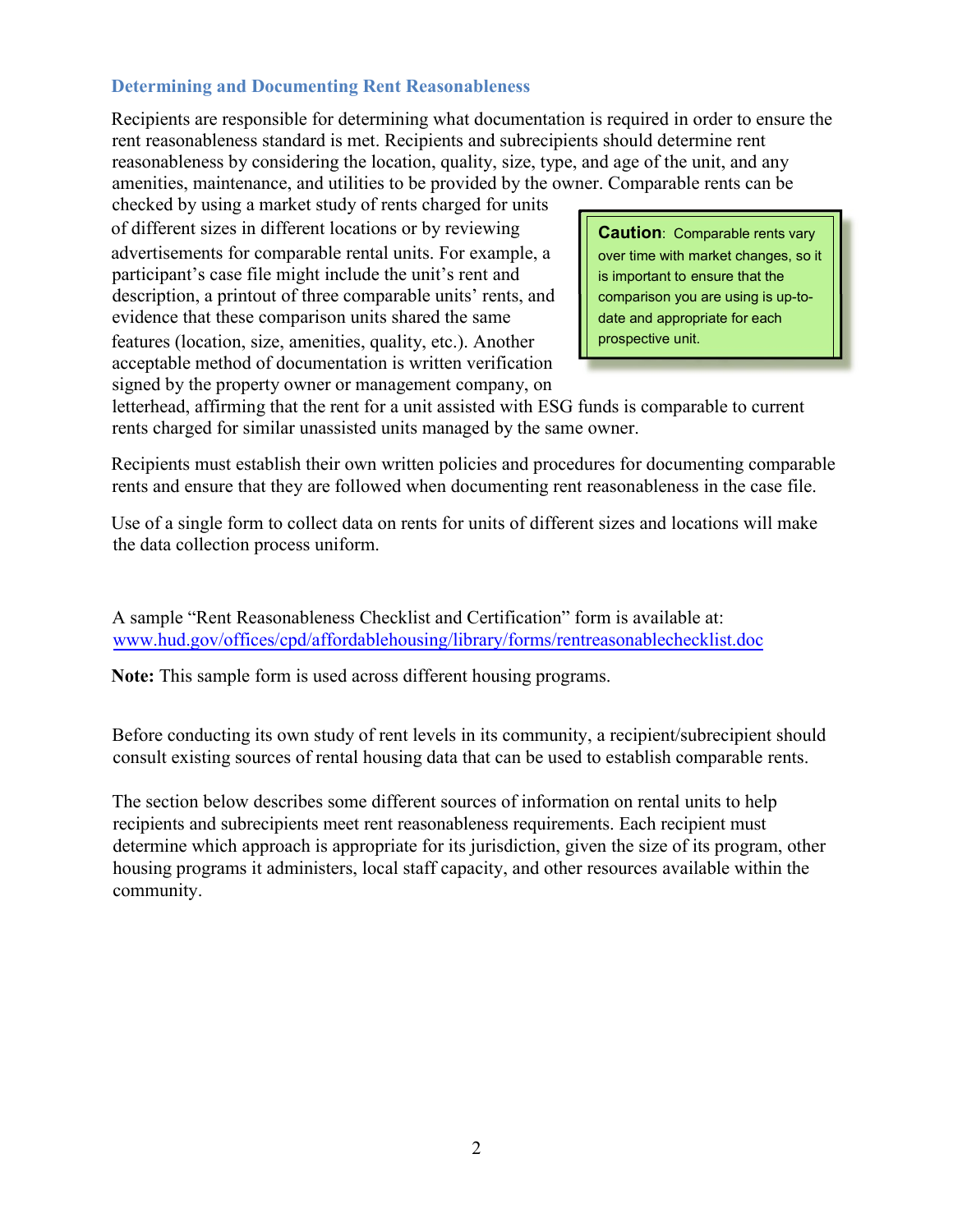### Determining and Documenting Rent Reasonableness

Recipients are responsible for determining what documentation is required in order to ensure the rent reasonableness standard is met. Recipients and subrecipients should determine rent reasonableness by considering the location, quality, size, type, and age of the unit, and any amenities, maintenance, and utilities to be provided by the owner. Comparable rents can be checked by using a market study of rents charged for units of different sizes in different locations or by reviewing advertisements for comparable rental units. For example, a participant's case file might include the unit's rent and description, a printout of three comparable units' rents, and evidence that these comparison units shared the same features (location, size, amenities, quality, etc.). Another acceptable method of documentation is written verification signed by the property owner or management company, on letterhead, affirming that the rent for a unit assisted with ESG funds is comparable to current rents charged for similar unassisted units managed by the same owner.

> **Caution**: Comparable rents vary over time with market changes, so it is important to ensure that the comparison you are using is up-to-date and appropriate for each prospective unit.

Recipients must establish their own written policies and procedures for documenting comparable rents and ensure that they are followed when documenting rent reasonableness in the case file.

Use of a single form to collect data on rents for units of different sizes and locations will make the data collection process uniform.

A sample "Rent Reasonableness Checklist and Certification" form is available at: www.hud.gov/offices/cpd/affordablehousing/library/forms/rentreasonablechecklist.doc

**Note:** This sample form is used across different housing programs.

Before conducting its own study of rent levels in its community, a recipient/subrecipient should consult existing sources of rental housing data that can be used to establish comparable rents.

The section below describes some different sources of information on rental units to help recipients and subrecipients meet rent reasonableness requirements. Each recipient must determine which approach is appropriate for its jurisdiction, given the size of its program, other housing programs it administers, local staff capacity, and other resources available within the community.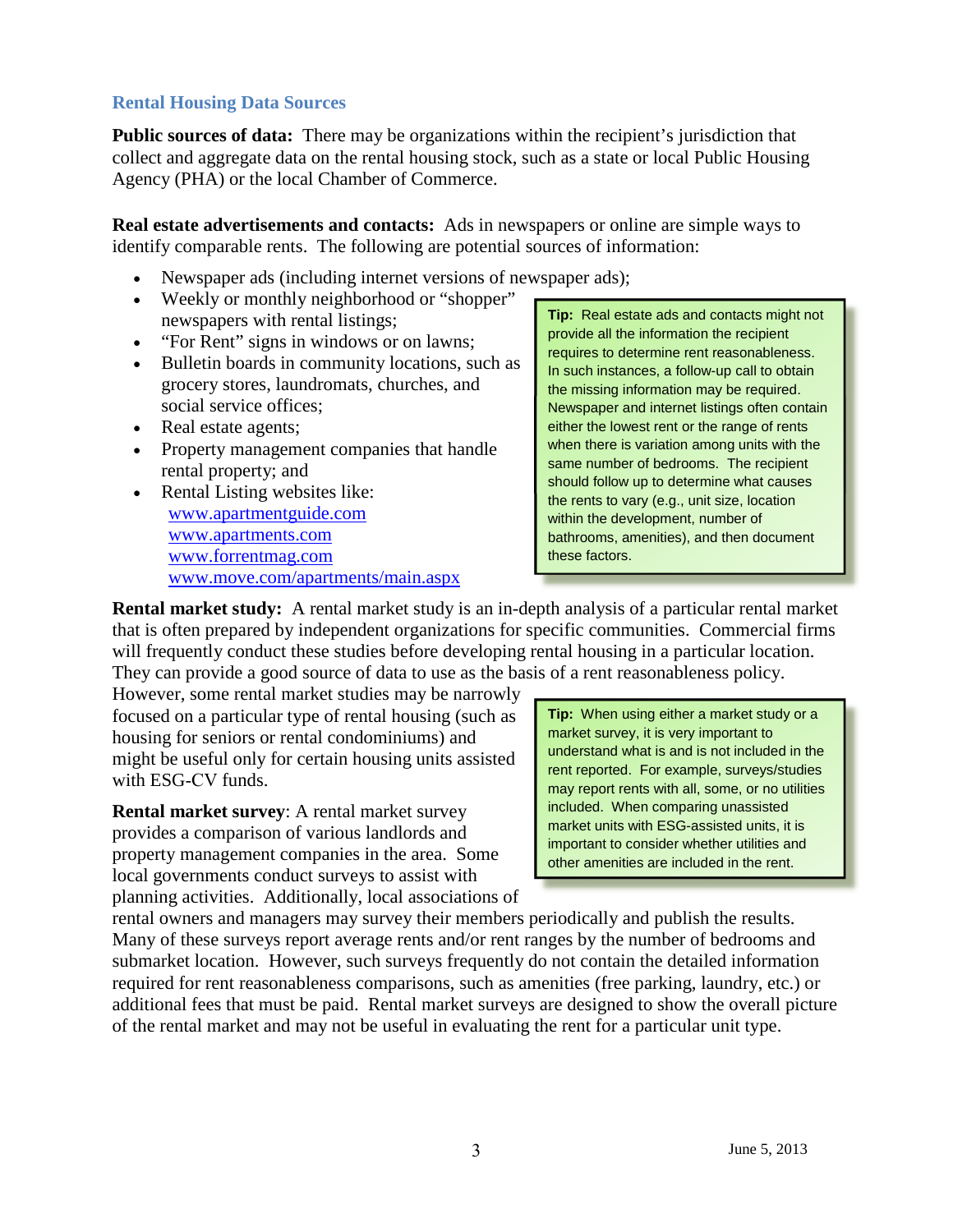## Rental Housing Data Sources

**Public sources of data:** There may be organizations within the recipient's jurisdiction that collect and aggregate data on the rental housing stock, such as a state or local Public Housing Agency (PHA) or the local Chamber of Commerce.

**Real estate advertisements and contacts:** Ads in newspapers or online are simple ways to identify comparable rents. The following are potential sources of information:

- Newspaper ads (including internet versions of newspaper ads);
- Weekly or monthly neighborhood or "shopper" newspapers with rental listings;
- "For Rent" signs in windows or on lawns;
- Bulletin boards in community locations, such as grocery stores, laundromats, churches, and social service offices;
- Real estate agents;
- Property management companies that handle rental property; and
- Rental Listing websites like:
  - www.apartmentguide.com
  - www.apartments.com
  - www.forrentmag.com
  - www.move.com/apartments/main.aspx

> **Tip:** Real estate ads and contacts might not provide all the information the recipient requires to determine rent reasonableness. In such instances, a follow-up call to obtain the missing information may be required. Newspaper and internet listings often contain either the lowest rent or the range of rents when there is variation among units with the same number of bedrooms. The recipient should follow up to determine what causes the rents to vary (e.g., unit size, location within the development, number of bathrooms, amenities), and then document these factors.

**Rental market study:** A rental market study is an in-depth analysis of a particular rental market that is often prepared by independent organizations for specific communities. Commercial firms will frequently conduct these studies before developing rental housing in a particular location. They can provide a good source of data to use as the basis of a rent reasonableness policy. However, some rental market studies may be narrowly focused on a particular type of rental housing (such as housing for seniors or rental condominiums) and might be useful only for certain housing units assisted with ESG-CV funds.

> **Tip:** When using either a market study or a market survey, it is very important to understand what is and is not included in the rent reported. For example, surveys/studies may report rents with all, some, or no utilities included. When comparing unassisted market units with ESG-assisted units, it is important to consider whether utilities and other amenities are included in the rent.

**Rental market survey**: A rental market survey provides a comparison of various landlords and property management companies in the area. Some local governments conduct surveys to assist with planning activities. Additionally, local associations of rental owners and managers may survey their members periodically and publish the results. Many of these surveys report average rents and/or rent ranges by the number of bedrooms and submarket location. However, such surveys frequently do not contain the detailed information required for rent reasonableness comparisons, such as amenities (free parking, laundry, etc.) or additional fees that must be paid. Rental market surveys are designed to show the overall picture of the rental market and may not be useful in evaluating the rent for a particular unit type.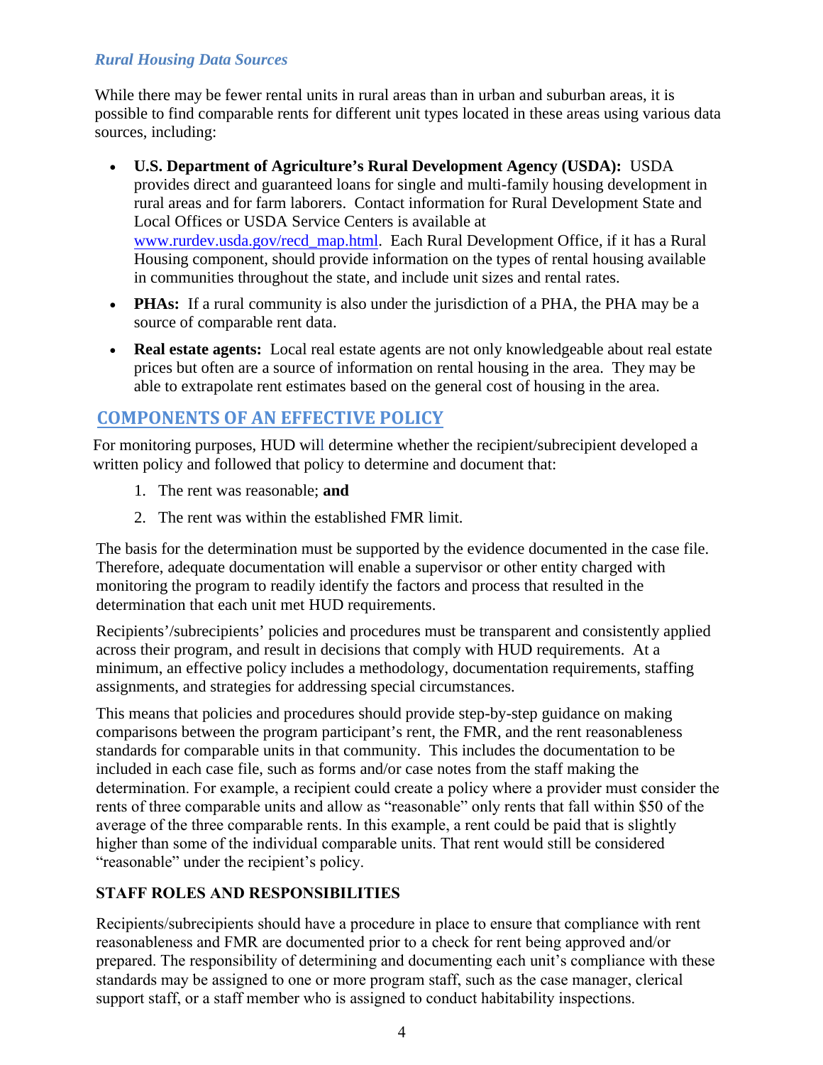### *Rural Housing Data Sources*

While there may be fewer rental units in rural areas than in urban and suburban areas, it is possible to find comparable rents for different unit types located in these areas using various data sources, including:

- **U.S. Department of Agriculture's Rural Development Agency (USDA):** USDA provides direct and guaranteed loans for single and multi-family housing development in rural areas and for farm laborers. Contact information for Rural Development State and Local Offices or USDA Service Centers is available at [www.rurdev.usda.gov/recd_map.html](www.rurdev.usda.gov/recd_map.html). Each Rural Development Office, if it has a Rural Housing component, should provide information on the types of rental housing available in communities throughout the state, and include unit sizes and rental rates.
- **PHAs:** If a rural community is also under the jurisdiction of a PHA, the PHA may be a source of comparable rent data.
- **Real estate agents:** Local real estate agents are not only knowledgeable about real estate prices but often are a source of information on rental housing in the area. They may be able to extrapolate rent estimates based on the general cost of housing in the area.

## COMPONENTS OF AN EFFECTIVE POLICY

For monitoring purposes, HUD will determine whether the recipient/subrecipient developed a written policy and followed that policy to determine and document that:

1. The rent was reasonable; **and**
2. The rent was within the established FMR limit.

The basis for the determination must be supported by the evidence documented in the case file. Therefore, adequate documentation will enable a supervisor or other entity charged with monitoring the program to readily identify the factors and process that resulted in the determination that each unit met HUD requirements.

Recipients'/subrecipients' policies and procedures must be transparent and consistently applied across their program, and result in decisions that comply with HUD requirements. At a minimum, an effective policy includes a methodology, documentation requirements, staffing assignments, and strategies for addressing special circumstances.

This means that policies and procedures should provide step-by-step guidance on making comparisons between the program participant's rent, the FMR, and the rent reasonableness standards for comparable units in that community. This includes the documentation to be included in each case file, such as forms and/or case notes from the staff making the determination. For example, a recipient could create a policy where a provider must consider the rents of three comparable units and allow as "reasonable" only rents that fall within $50 of the average of the three comparable rents. In this example, a rent could be paid that is slightly higher than some of the individual comparable units. That rent would still be considered "reasonable" under the recipient's policy.

### STAFF ROLES AND RESPONSIBILITIES

Recipients/subrecipients should have a procedure in place to ensure that compliance with rent reasonableness and FMR are documented prior to a check for rent being approved and/or prepared. The responsibility of determining and documenting each unit's compliance with these standards may be assigned to one or more program staff, such as the case manager, clerical support staff, or a staff member who is assigned to conduct habitability inspections.